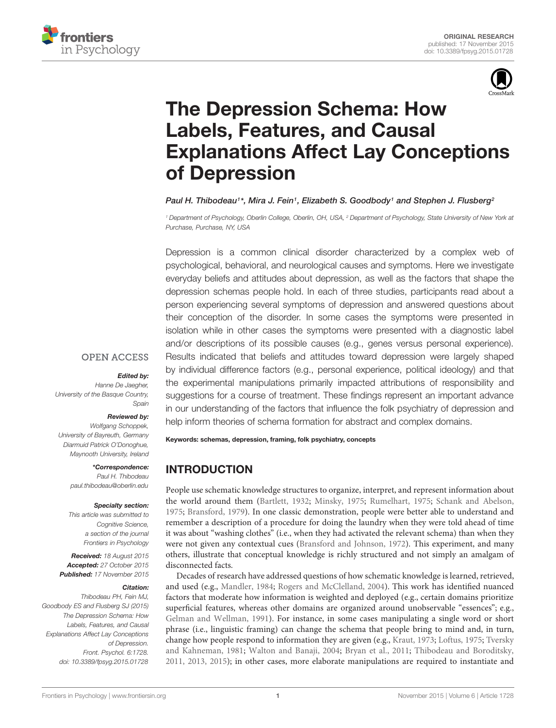ORIGINAL RESEARCH
published: 17 November 2015
doi: 10.3389/fpsyg.2015.01728

# The Depression Schema: How Labels, Features, and Causal Explanations Affect Lay Conceptions of Depression

*Paul H. Thibodeau[1]\*, Mira J. Fein[1], Elizabeth S. Goodbody[1] and Stephen J. Flusberg[2]*

[1] Department of Psychology, Oberlin College, Oberlin, OH, USA, [2] Department of Psychology, State University of New York at Purchase, Purchase, NY, USA

Depression is a common clinical disorder characterized by a complex web of psychological, behavioral, and neurological causes and symptoms. Here we investigate everyday beliefs and attitudes about depression, as well as the factors that shape the depression schemas people hold. In each of three studies, participants read about a person experiencing several symptoms of depression and answered questions about their conception of the disorder. In some cases the symptoms were presented in isolation while in other cases the symptoms were presented with a diagnostic label and/or descriptions of its possible causes (e.g., genes versus personal experience). Results indicated that beliefs and attitudes toward depression were largely shaped by individual difference factors (e.g., personal experience, political ideology) and that the experimental manipulations primarily impacted attributions of responsibility and suggestions for a course of treatment. These findings represent an important advance in our understanding of the factors that influence the folk psychiatry of depression and help inform theories of schema formation for abstract and complex domains.

**Keywords:** schemas, depression, framing, folk psychiatry, concepts

OPEN ACCESS

***Edited by:***
*Hanne De Jaegher, University of the Basque Country, Spain*

***Reviewed by:***
*Wolfgang Schoppek, University of Bayreuth, Germany*
*Diarmuid Patrick O'Donoghue, Maynooth University, Ireland*

***\*Correspondence:***
*Paul H. Thibodeau*
*paul.thibodeau@oberlin.edu*

***Specialty section:***
*This article was submitted to Cognitive Science, a section of the journal Frontiers in Psychology*

***Received:*** *18 August 2015*
***Accepted:*** *27 October 2015*
***Published:*** *17 November 2015*

***Citation:***
*Thibodeau PH, Fein MJ, Goodbody ES and Flusberg SJ (2015) The Depression Schema: How Labels, Features, and Causal Explanations Affect Lay Conceptions of Depression. Front. Psychol. 6:1728. doi: 10.3389/fpsyg.2015.01728*

## INTRODUCTION

People use schematic knowledge structures to organize, interpret, and represent information about the world around them (Bartlett, 1932; Minsky, 1975; Rumelhart, 1975; Schank and Abelson, 1975; Bransford, 1979). In one classic demonstration, people were better able to understand and remember a description of a procedure for doing the laundry when they were told ahead of time it was about "washing clothes" (i.e., when they had activated the relevant schema) than when they were not given any contextual cues (Bransford and Johnson, 1972). This experiment, and many others, illustrate that conceptual knowledge is richly structured and not simply an amalgam of disconnected facts.

Decades of research have addressed questions of how schematic knowledge is learned, retrieved, and used (e.g., Mandler, 1984; Rogers and McClelland, 2004). This work has identified nuanced factors that moderate how information is weighted and deployed (e.g., certain domains prioritize superficial features, whereas other domains are organized around unobservable "essences"; e.g., Gelman and Wellman, 1991). For instance, in some cases manipulating a single word or short phrase (i.e., linguistic framing) can change the schema that people bring to mind and, in turn, change how people respond to information they are given (e.g., Kraut, 1973; Loftus, 1975; Tversky and Kahneman, 1981; Walton and Banaji, 2004; Bryan et al., 2011; Thibodeau and Boroditsky, 2011, 2013, 2015); in other cases, more elaborate manipulations are required to instantiate and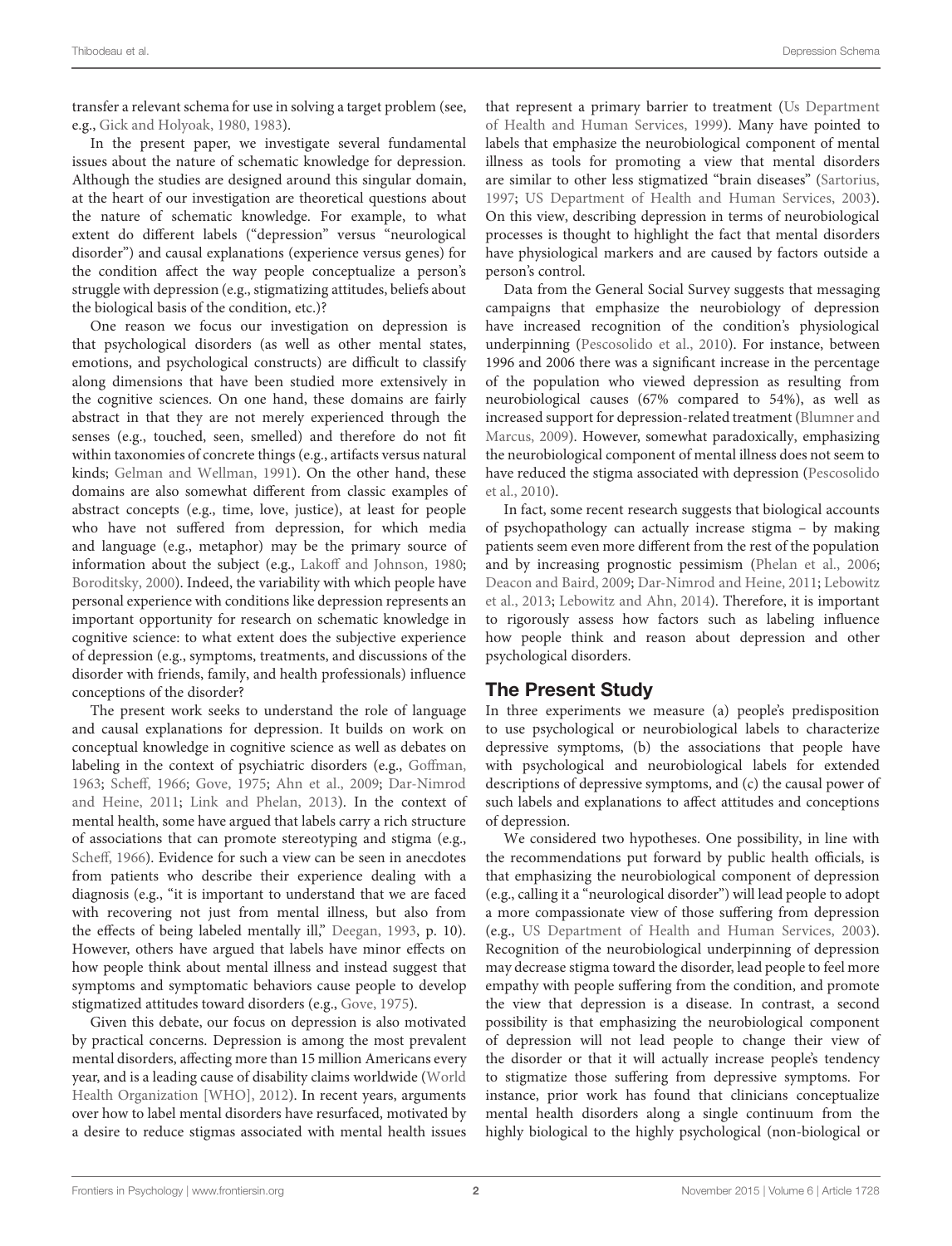transfer a relevant schema for use in solving a target problem (see, e.g., Gick and Holyoak, 1980, 1983).

In the present paper, we investigate several fundamental issues about the nature of schematic knowledge for depression. Although the studies are designed around this singular domain, at the heart of our investigation are theoretical questions about the nature of schematic knowledge. For example, to what extent do different labels ("depression" versus "neurological disorder") and causal explanations (experience versus genes) for the condition affect the way people conceptualize a person's struggle with depression (e.g., stigmatizing attitudes, beliefs about the biological basis of the condition, etc.)?

One reason we focus our investigation on depression is that psychological disorders (as well as other mental states, emotions, and psychological constructs) are difficult to classify along dimensions that have been studied more extensively in the cognitive sciences. On one hand, these domains are fairly abstract in that they are not merely experienced through the senses (e.g., touched, seen, smelled) and therefore do not fit within taxonomies of concrete things (e.g., artifacts versus natural kinds; Gelman and Wellman, 1991). On the other hand, these domains are also somewhat different from classic examples of abstract concepts (e.g., time, love, justice), at least for people who have not suffered from depression, for which media and language (e.g., metaphor) may be the primary source of information about the subject (e.g., Lakoff and Johnson, 1980; Boroditsky, 2000). Indeed, the variability with which people have personal experience with conditions like depression represents an important opportunity for research on schematic knowledge in cognitive science: to what extent does the subjective experience of depression (e.g., symptoms, treatments, and discussions of the disorder with friends, family, and health professionals) influence conceptions of the disorder?

The present work seeks to understand the role of language and causal explanations for depression. It builds on work on conceptual knowledge in cognitive science as well as debates on labeling in the context of psychiatric disorders (e.g., Goffman, 1963; Scheff, 1966; Gove, 1975; Ahn et al., 2009; Dar-Nimrod and Heine, 2011; Link and Phelan, 2013). In the context of mental health, some have argued that labels carry a rich structure of associations that can promote stereotyping and stigma (e.g., Scheff, 1966). Evidence for such a view can be seen in anecdotes from patients who describe their experience dealing with a diagnosis (e.g., "it is important to understand that we are faced with recovering not just from mental illness, but also from the effects of being labeled mentally ill," Deegan, 1993, p. 10). However, others have argued that labels have minor effects on how people think about mental illness and instead suggest that symptoms and symptomatic behaviors cause people to develop stigmatized attitudes toward disorders (e.g., Gove, 1975).

Given this debate, our focus on depression is also motivated by practical concerns. Depression is among the most prevalent mental disorders, affecting more than 15 million Americans every year, and is a leading cause of disability claims worldwide (World Health Organization [WHO], 2012). In recent years, arguments over how to label mental disorders have resurfaced, motivated by a desire to reduce stigmas associated with mental health issues that represent a primary barrier to treatment (Us Department of Health and Human Services, 1999). Many have pointed to labels that emphasize the neurobiological component of mental illness as tools for promoting a view that mental disorders are similar to other less stigmatized "brain diseases" (Sartorius, 1997; US Department of Health and Human Services, 2003). On this view, describing depression in terms of neurobiological processes is thought to highlight the fact that mental disorders have physiological markers and are caused by factors outside a person's control.

Data from the General Social Survey suggests that messaging campaigns that emphasize the neurobiology of depression have increased recognition of the condition's physiological underpinning (Pescosolido et al., 2010). For instance, between 1996 and 2006 there was a significant increase in the percentage of the population who viewed depression as resulting from neurobiological causes (67% compared to 54%), as well as increased support for depression-related treatment (Blumner and Marcus, 2009). However, somewhat paradoxically, emphasizing the neurobiological component of mental illness does not seem to have reduced the stigma associated with depression (Pescosolido et al., 2010).

In fact, some recent research suggests that biological accounts of psychopathology can actually increase stigma – by making patients seem even more different from the rest of the population and by increasing prognostic pessimism (Phelan et al., 2006; Deacon and Baird, 2009; Dar-Nimrod and Heine, 2011; Lebowitz et al., 2013; Lebowitz and Ahn, 2014). Therefore, it is important to rigorously assess how factors such as labeling influence how people think and reason about depression and other psychological disorders.

## The Present Study

In three experiments we measure (a) people's predisposition to use psychological or neurobiological labels to characterize depressive symptoms, (b) the associations that people have with psychological and neurobiological labels for extended descriptions of depressive symptoms, and (c) the causal power of such labels and explanations to affect attitudes and conceptions of depression.

We considered two hypotheses. One possibility, in line with the recommendations put forward by public health officials, is that emphasizing the neurobiological component of depression (e.g., calling it a "neurological disorder") will lead people to adopt a more compassionate view of those suffering from depression (e.g., US Department of Health and Human Services, 2003). Recognition of the neurobiological underpinning of depression may decrease stigma toward the disorder, lead people to feel more empathy with people suffering from the condition, and promote the view that depression is a disease. In contrast, a second possibility is that emphasizing the neurobiological component of depression will not lead people to change their view of the disorder or that it will actually increase people's tendency to stigmatize those suffering from depressive symptoms. For instance, prior work has found that clinicians conceptualize mental health disorders along a single continuum from the highly biological to the highly psychological (non-biological or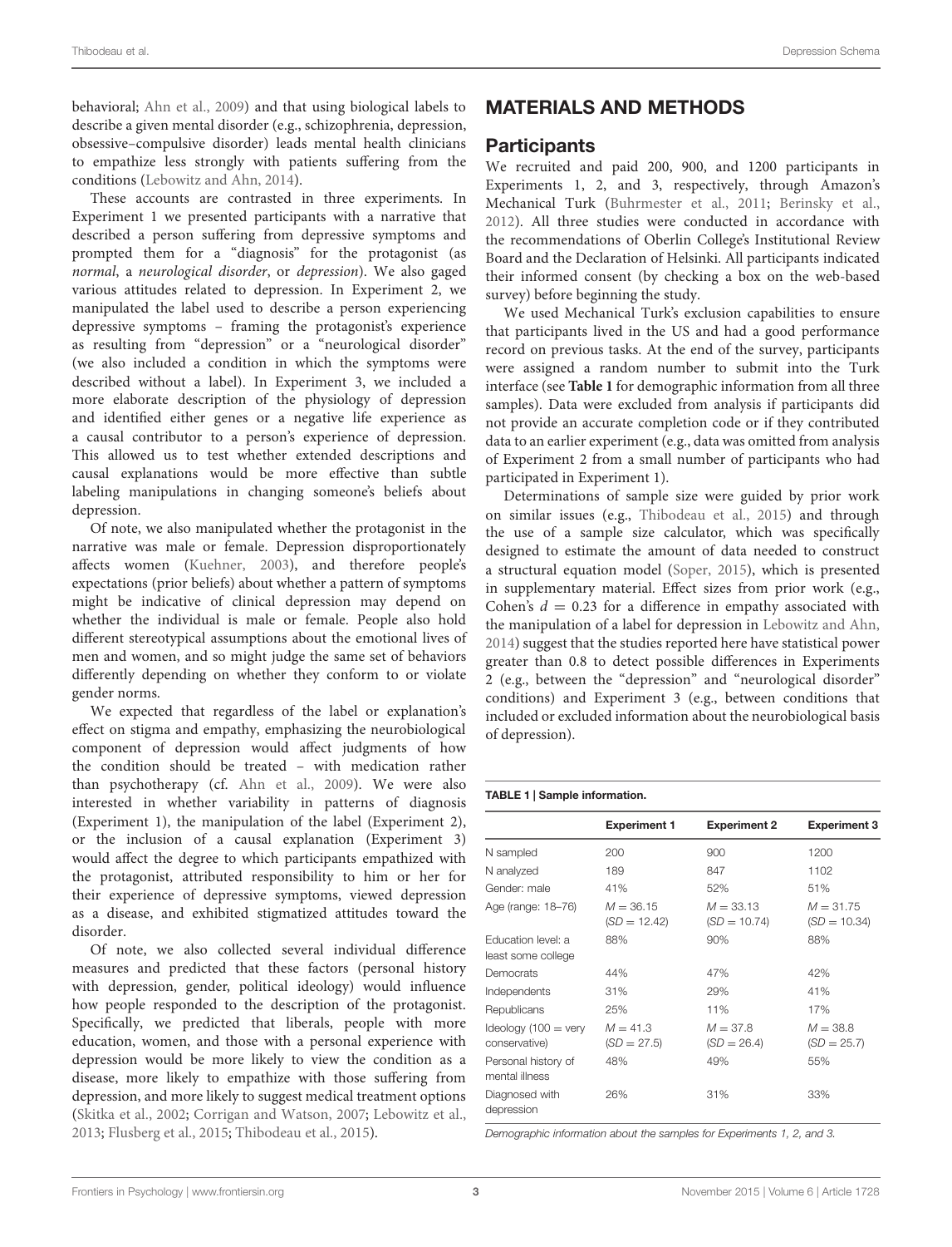behavioral; Ahn et al., 2009) and that using biological labels to describe a given mental disorder (e.g., schizophrenia, depression, obsessive–compulsive disorder) leads mental health clinicians to empathize less strongly with patients suffering from the conditions (Lebowitz and Ahn, 2014).

These accounts are contrasted in three experiments. In Experiment 1 we presented participants with a narrative that described a person suffering from depressive symptoms and prompted them for a "diagnosis" for the protagonist (as *normal*, a *neurological disorder*, or *depression*). We also gaged various attitudes related to depression. In Experiment 2, we manipulated the label used to describe a person experiencing depressive symptoms – framing the protagonist's experience as resulting from "depression" or a "neurological disorder" (we also included a condition in which the symptoms were described without a label). In Experiment 3, we included a more elaborate description of the physiology of depression and identified either genes or a negative life experience as a causal contributor to a person's experience of depression. This allowed us to test whether extended descriptions and causal explanations would be more effective than subtle labeling manipulations in changing someone's beliefs about depression.

Of note, we also manipulated whether the protagonist in the narrative was male or female. Depression disproportionately affects women (Kuehner, 2003), and therefore people's expectations (prior beliefs) about whether a pattern of symptoms might be indicative of clinical depression may depend on whether the individual is male or female. People also hold different stereotypical assumptions about the emotional lives of men and women, and so might judge the same set of behaviors differently depending on whether they conform to or violate gender norms.

We expected that regardless of the label or explanation's effect on stigma and empathy, emphasizing the neurobiological component of depression would affect judgments of how the condition should be treated – with medication rather than psychotherapy (cf. Ahn et al., 2009). We were also interested in whether variability in patterns of diagnosis (Experiment 1), the manipulation of the label (Experiment 2), or the inclusion of a causal explanation (Experiment 3) would affect the degree to which participants empathized with the protagonist, attributed responsibility to him or her for their experience of depressive symptoms, viewed depression as a disease, and exhibited stigmatized attitudes toward the disorder.

Of note, we also collected several individual difference measures and predicted that these factors (personal history with depression, gender, political ideology) would influence how people responded to the description of the protagonist. Specifically, we predicted that liberals, people with more education, women, and those with a personal experience with depression would be more likely to view the condition as a disease, more likely to empathize with those suffering from depression, and more likely to suggest medical treatment options (Skitka et al., 2002; Corrigan and Watson, 2007; Lebowitz et al., 2013; Flusberg et al., 2015; Thibodeau et al., 2015).

## MATERIALS AND METHODS

### Participants

We recruited and paid 200, 900, and 1200 participants in Experiments 1, 2, and 3, respectively, through Amazon's Mechanical Turk (Buhrmester et al., 2011; Berinsky et al., 2012). All three studies were conducted in accordance with the recommendations of Oberlin College's Institutional Review Board and the Declaration of Helsinki. All participants indicated their informed consent (by checking a box on the web-based survey) before beginning the study.

We used Mechanical Turk's exclusion capabilities to ensure that participants lived in the US and had a good performance record on previous tasks. At the end of the survey, participants were assigned a random number to submit into the Turk interface (see **Table 1** for demographic information from all three samples). Data were excluded from analysis if participants did not provide an accurate completion code or if they contributed data to an earlier experiment (e.g., data was omitted from analysis of Experiment 2 from a small number of participants who had participated in Experiment 1).

Determinations of sample size were guided by prior work on similar issues (e.g., Thibodeau et al., 2015) and through the use of a sample size calculator, which was specifically designed to estimate the amount of data needed to construct a structural equation model (Soper, 2015), which is presented in supplementary material. Effect sizes from prior work (e.g., Cohen's $d = 0.23$ for a difference in empathy associated with the manipulation of a label for depression in Lebowitz and Ahn, 2014) suggest that the studies reported here have statistical power greater than 0.8 to detect possible differences in Experiments 2 (e.g., between the "depression" and "neurological disorder" conditions) and Experiment 3 (e.g., between conditions that included or excluded information about the neurobiological basis of depression).

**TABLE 1 | Sample information.**

| | Experiment 1 | Experiment 2 | Experiment 3 |
|---|---|---|---|
| N sampled | 200 | 900 | 1200 |
| N analyzed | 189 | 847 | 1102 |
| Gender: male | 41% | 52% | 51% |
| Age (range: 18–76) | $M = 36.15$ ($SD = 12.42$) | $M = 33.13$ ($SD = 10.74$) | $M = 31.75$ ($SD = 10.34$) |
| Education level: a least some college | 88% | 90% | 88% |
| Democrats | 44% | 47% | 42% |
| Independents | 31% | 29% | 41% |
| Republicans | 25% | 11% | 17% |
| Ideology (100 = very conservative) | $M = 41.3$ ($SD = 27.5$) | $M = 37.8$ ($SD = 26.4$) | $M = 38.8$ ($SD = 25.7$) |
| Personal history of mental illness | 48% | 49% | 55% |
| Diagnosed with depression | 26% | 31% | 33% |

*Demographic information about the samples for Experiments 1, 2, and 3.*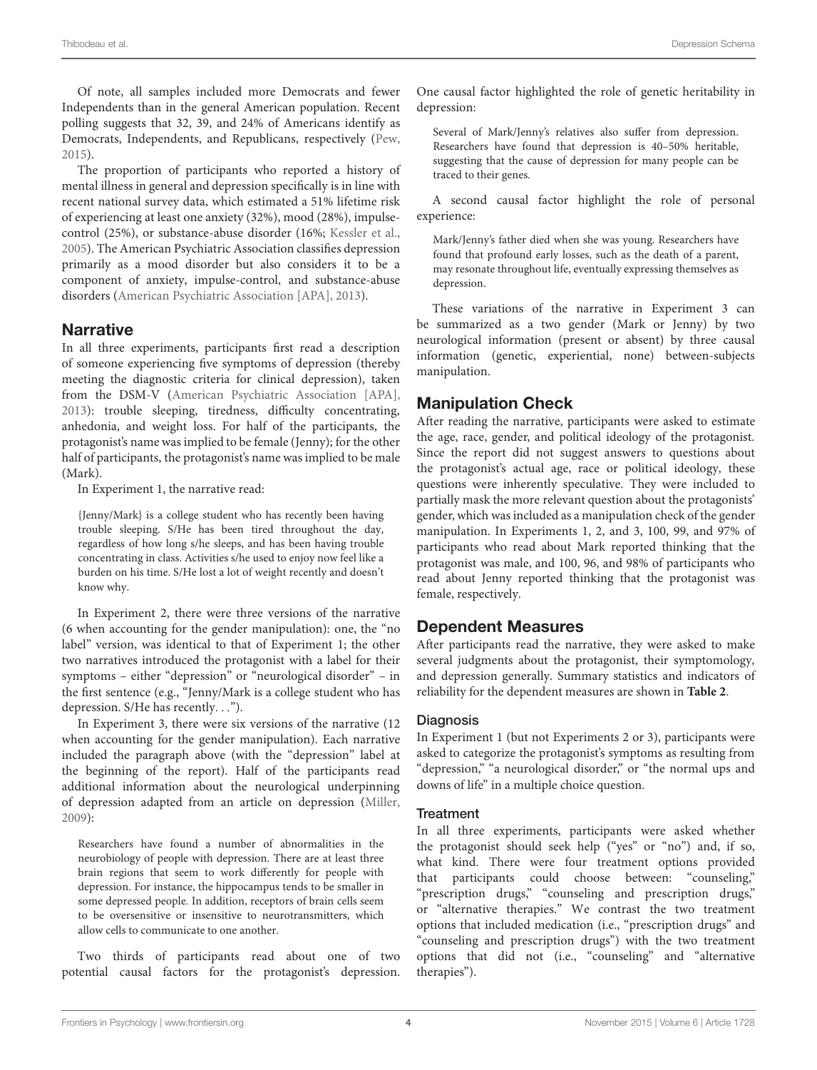Of note, all samples included more Democrats and fewer Independents than in the general American population. Recent polling suggests that 32, 39, and 24% of Americans identify as Democrats, Independents, and Republicans, respectively (Pew, 2015).

The proportion of participants who reported a history of mental illness in general and depression specifically is in line with recent national survey data, which estimated a 51% lifetime risk of experiencing at least one anxiety (32%), mood (28%), impulse-control (25%), or substance-abuse disorder (16%; Kessler et al., 2005). The American Psychiatric Association classifies depression primarily as a mood disorder but also considers it to be a component of anxiety, impulse-control, and substance-abuse disorders (American Psychiatric Association [APA], 2013).

## Narrative

In all three experiments, participants first read a description of someone experiencing five symptoms of depression (thereby meeting the diagnostic criteria for clinical depression), taken from the DSM-V (American Psychiatric Association [APA], 2013): trouble sleeping, tiredness, difficulty concentrating, anhedonia, and weight loss. For half of the participants, the protagonist's name was implied to be female (Jenny); for the other half of participants, the protagonist's name was implied to be male (Mark).

In Experiment 1, the narrative read:

> {Jenny/Mark} is a college student who has recently been having trouble sleeping. S/He has been tired throughout the day, regardless of how long s/he sleeps, and has been having trouble concentrating in class. Activities s/he used to enjoy now feel like a burden on his time. S/He lost a lot of weight recently and doesn't know why.

In Experiment 2, there were three versions of the narrative (6 when accounting for the gender manipulation): one, the "no label" version, was identical to that of Experiment 1; the other two narratives introduced the protagonist with a label for their symptoms – either "depression" or "neurological disorder" – in the first sentence (e.g., "Jenny/Mark is a college student who has depression. S/He has recently. . .").

In Experiment 3, there were six versions of the narrative (12 when accounting for the gender manipulation). Each narrative included the paragraph above (with the "depression" label at the beginning of the report). Half of the participants read additional information about the neurological underpinning of depression adapted from an article on depression (Miller, 2009):

> Researchers have found a number of abnormalities in the neurobiology of people with depression. There are at least three brain regions that seem to work differently for people with depression. For instance, the hippocampus tends to be smaller in some depressed people. In addition, receptors of brain cells seem to be oversensitive or insensitive to neurotransmitters, which allow cells to communicate to one another.

Two thirds of participants read about one of two potential causal factors for the protagonist's depression. One causal factor highlighted the role of genetic heritability in depression:

> Several of Mark/Jenny's relatives also suffer from depression. Researchers have found that depression is 40–50% heritable, suggesting that the cause of depression for many people can be traced to their genes.

A second causal factor highlight the role of personal experience:

> Mark/Jenny's father died when she was young. Researchers have found that profound early losses, such as the death of a parent, may resonate throughout life, eventually expressing themselves as depression.

These variations of the narrative in Experiment 3 can be summarized as a two gender (Mark or Jenny) by two neurological information (present or absent) by three causal information (genetic, experiential, none) between-subjects manipulation.

## Manipulation Check

After reading the narrative, participants were asked to estimate the age, race, gender, and political ideology of the protagonist. Since the report did not suggest answers to questions about the protagonist's actual age, race or political ideology, these questions were inherently speculative. They were included to partially mask the more relevant question about the protagonists' gender, which was included as a manipulation check of the gender manipulation. In Experiments 1, 2, and 3, 100, 99, and 97% of participants who read about Mark reported thinking that the protagonist was male, and 100, 96, and 98% of participants who read about Jenny reported thinking that the protagonist was female, respectively.

## Dependent Measures

After participants read the narrative, they were asked to make several judgments about the protagonist, their symptomology, and depression generally. Summary statistics and indicators of reliability for the dependent measures are shown in **Table 2**.

### Diagnosis

In Experiment 1 (but not Experiments 2 or 3), participants were asked to categorize the protagonist's symptoms as resulting from "depression," "a neurological disorder," or "the normal ups and downs of life" in a multiple choice question.

### Treatment

In all three experiments, participants were asked whether the protagonist should seek help ("yes" or "no") and, if so, what kind. There were four treatment options provided that participants could choose between: "counseling," "prescription drugs," "counseling and prescription drugs," or "alternative therapies." We contrast the two treatment options that included medication (i.e., "prescription drugs" and "counseling and prescription drugs") with the two treatment options that did not (i.e., "counseling" and "alternative therapies").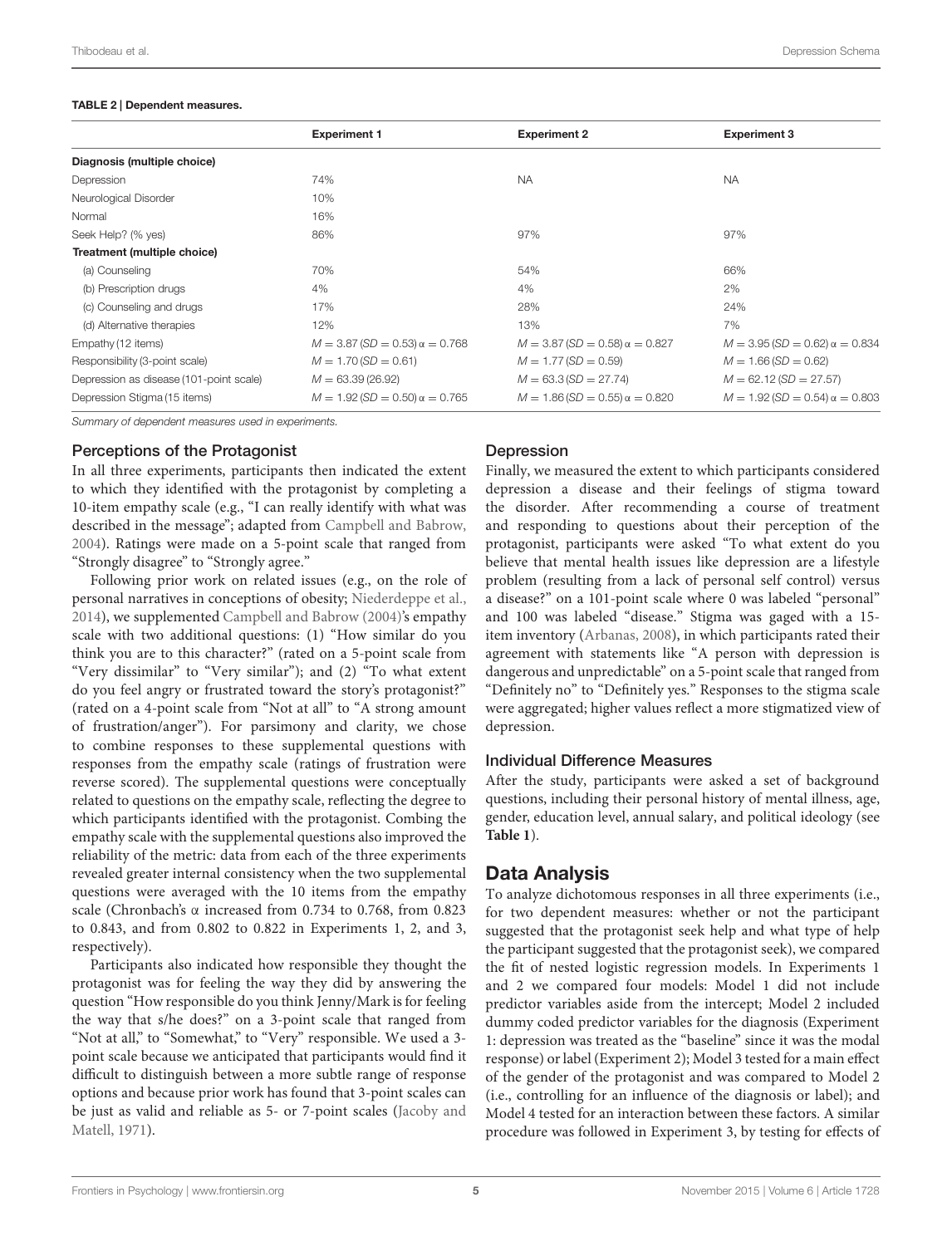**TABLE 2 | Dependent measures.**

| | Experiment 1 | Experiment 2 | Experiment 3 |
|---|---|---|---|
| **Diagnosis (multiple choice)** | | | |
| Depression | 74% | NA | NA |
| Neurological Disorder | 10% | | |
| Normal | 16% | | |
| Seek Help? (% yes) | 86% | 97% | 97% |
| **Treatment (multiple choice)** | | | |
| (a) Counseling | 70% | 54% | 66% |
| (b) Prescription drugs | 4% | 4% | 2% |
| (c) Counseling and drugs | 17% | 28% | 24% |
| (d) Alternative therapies | 12% | 13% | 7% |
| Empathy (12 items) | $M = 3.87$ ($SD = 0.53$) $\alpha = 0.768$ | $M = 3.87$ ($SD = 0.58$) $\alpha = 0.827$ | $M = 3.95$ ($SD = 0.62$) $\alpha = 0.834$ |
| Responsibility (3-point scale) | $M = 1.70$ ($SD = 0.61$) | $M = 1.77$ ($SD = 0.59$) | $M = 1.66$ ($SD = 0.62$) |
| Depression as disease (101-point scale) | $M = 63.39$ (26.92) | $M = 63.3$ ($SD = 27.74$) | $M = 62.12$ ($SD = 27.57$) |
| Depression Stigma (15 items) | $M = 1.92$ ($SD = 0.50$) $\alpha = 0.765$ | $M = 1.86$ ($SD = 0.55$) $\alpha = 0.820$ | $M = 1.92$ ($SD = 0.54$) $\alpha = 0.803$ |

*Summary of dependent measures used in experiments.*

### Perceptions of the Protagonist

In all three experiments, participants then indicated the extent to which they identified with the protagonist by completing a 10-item empathy scale (e.g., "I can really identify with what was described in the message"; adapted from Campbell and Babrow, 2004). Ratings were made on a 5-point scale that ranged from "Strongly disagree" to "Strongly agree."

Following prior work on related issues (e.g., on the role of personal narratives in conceptions of obesity; Niederdeppe et al., 2014), we supplemented Campbell and Babrow (2004)'s empathy scale with two additional questions: (1) "How similar do you think you are to this character?" (rated on a 5-point scale from "Very dissimilar" to "Very similar"); and (2) "To what extent do you feel angry or frustrated toward the story's protagonist?" (rated on a 4-point scale from "Not at all" to "A strong amount of frustration/anger"). For parsimony and clarity, we chose to combine responses to these supplemental questions with responses from the empathy scale (ratings of frustration were reverse scored). The supplemental questions were conceptually related to questions on the empathy scale, reflecting the degree to which participants identified with the protagonist. Combing the empathy scale with the supplemental questions also improved the reliability of the metric: data from each of the three experiments revealed greater internal consistency when the two supplemental questions were averaged with the 10 items from the empathy scale (Chronbach's α increased from 0.734 to 0.768, from 0.823 to 0.843, and from 0.802 to 0.822 in Experiments 1, 2, and 3, respectively).

Participants also indicated how responsible they thought the protagonist was for feeling the way they did by answering the question "How responsible do you think Jenny/Mark is for feeling the way that s/he does?" on a 3-point scale that ranged from "Not at all," to "Somewhat," to "Very" responsible. We used a 3-point scale because we anticipated that participants would find it difficult to distinguish between a more subtle range of response options and because prior work has found that 3-point scales can be just as valid and reliable as 5- or 7-point scales (Jacoby and Matell, 1971).

### Depression

Finally, we measured the extent to which participants considered depression a disease and their feelings of stigma toward the disorder. After recommending a course of treatment and responding to questions about their perception of the protagonist, participants were asked "To what extent do you believe that mental health issues like depression are a lifestyle problem (resulting from a lack of personal self control) versus a disease?" on a 101-point scale where 0 was labeled "personal" and 100 was labeled "disease." Stigma was gaged with a 15-item inventory (Arbanas, 2008), in which participants rated their agreement with statements like "A person with depression is dangerous and unpredictable" on a 5-point scale that ranged from "Definitely no" to "Definitely yes." Responses to the stigma scale were aggregated; higher values reflect a more stigmatized view of depression.

### Individual Difference Measures

After the study, participants were asked a set of background questions, including their personal history of mental illness, age, gender, education level, annual salary, and political ideology (see **Table 1**).

## Data Analysis

To analyze dichotomous responses in all three experiments (i.e., for two dependent measures: whether or not the participant suggested that the protagonist seek help and what type of help the participant suggested that the protagonist seek), we compared the fit of nested logistic regression models. In Experiments 1 and 2 we compared four models: Model 1 did not include predictor variables aside from the intercept; Model 2 included dummy coded predictor variables for the diagnosis (Experiment 1: depression was treated as the "baseline" since it was the modal response) or label (Experiment 2); Model 3 tested for a main effect of the gender of the protagonist and was compared to Model 2 (i.e., controlling for an influence of the diagnosis or label); and Model 4 tested for an interaction between these factors. A similar procedure was followed in Experiment 3, by testing for effects of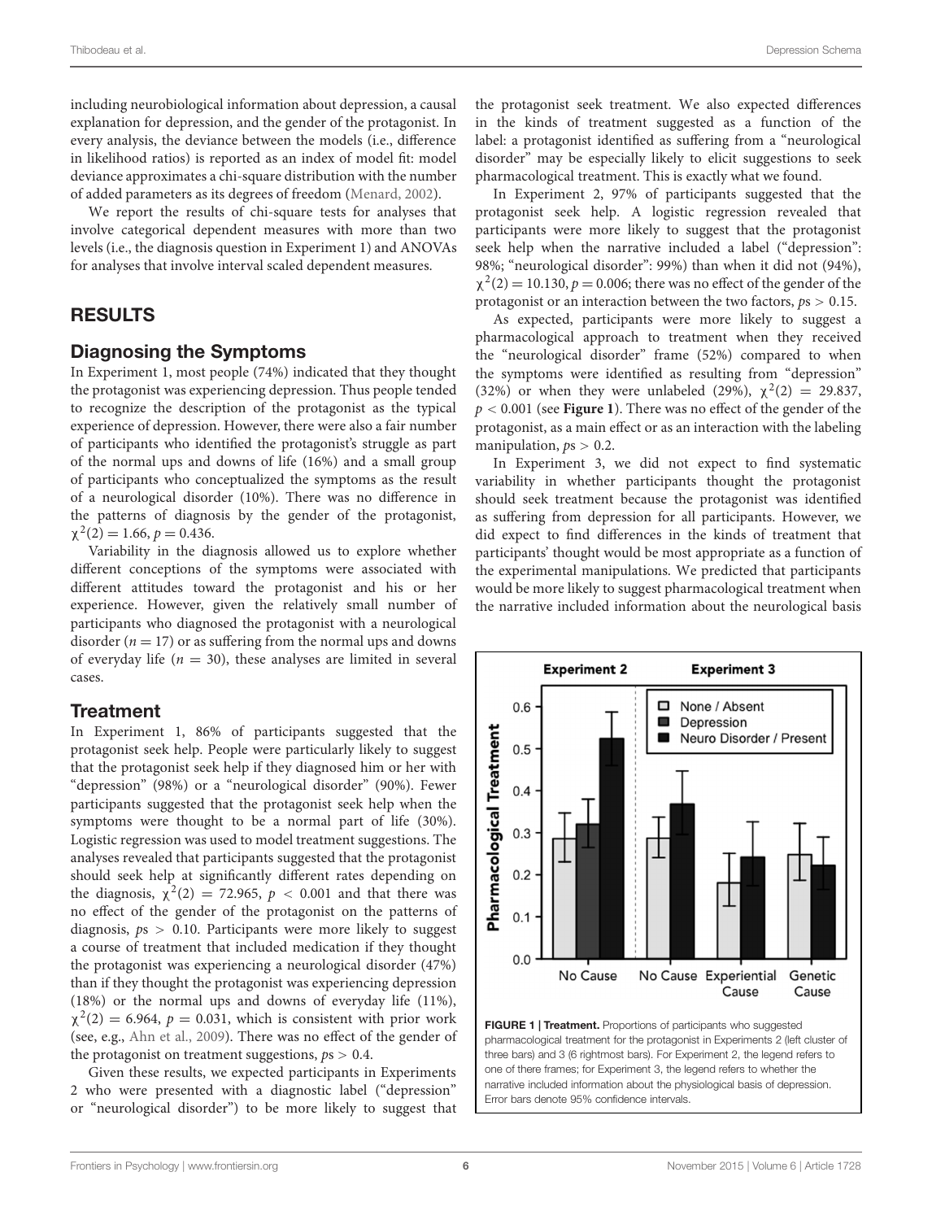including neurobiological information about depression, a causal explanation for depression, and the gender of the protagonist. In every analysis, the deviance between the models (i.e., difference in likelihood ratios) is reported as an index of model fit: model deviance approximates a chi-square distribution with the number of added parameters as its degrees of freedom (Menard, 2002).

We report the results of chi-square tests for analyses that involve categorical dependent measures with more than two levels (i.e., the diagnosis question in Experiment 1) and ANOVAs for analyses that involve interval scaled dependent measures.

## RESULTS

### Diagnosing the Symptoms

In Experiment 1, most people (74%) indicated that they thought the protagonist was experiencing depression. Thus people tended to recognize the description of the protagonist as the typical experience of depression. However, there were also a fair number of participants who identified the protagonist's struggle as part of the normal ups and downs of life (16%) and a small group of participants who conceptualized the symptoms as the result of a neurological disorder (10%). There was no difference in the patterns of diagnosis by the gender of the protagonist, $\chi^2(2) = 1.66$, $p = 0.436$.

Variability in the diagnosis allowed us to explore whether different conceptions of the symptoms were associated with different attitudes toward the protagonist and his or her experience. However, given the relatively small number of participants who diagnosed the protagonist with a neurological disorder ($n = 17$) or as suffering from the normal ups and downs of everyday life ($n = 30$), these analyses are limited in several cases.

### Treatment

In Experiment 1, 86% of participants suggested that the protagonist seek help. People were particularly likely to suggest that the protagonist seek help if they diagnosed him or her with "depression" (98%) or a "neurological disorder" (90%). Fewer participants suggested that the protagonist seek help when the symptoms were thought to be a normal part of life (30%). Logistic regression was used to model treatment suggestions. The analyses revealed that participants suggested that the protagonist should seek help at significantly different rates depending on the diagnosis, $\chi^2(2) = 72.965$, $p < 0.001$ and that there was no effect of the gender of the protagonist on the patterns of diagnosis, $p\text{s} > 0.10$. Participants were more likely to suggest a course of treatment that included medication if they thought the protagonist was experiencing a neurological disorder (47%) than if they thought the protagonist was experiencing depression (18%) or the normal ups and downs of everyday life (11%), $\chi^2(2) = 6.964$, $p = 0.031$, which is consistent with prior work (see, e.g., Ahn et al., 2009). There was no effect of the gender of the protagonist on treatment suggestions, $p\text{s} > 0.4$.

Given these results, we expected participants in Experiments 2 who were presented with a diagnostic label ("depression" or "neurological disorder") to be more likely to suggest that the protagonist seek treatment. We also expected differences in the kinds of treatment suggested as a function of the label: a protagonist identified as suffering from a "neurological disorder" may be especially likely to elicit suggestions to seek pharmacological treatment. This is exactly what we found.

In Experiment 2, 97% of participants suggested that the protagonist seek help. A logistic regression revealed that participants were more likely to suggest that the protagonist seek help when the narrative included a label ("depression": 98%; "neurological disorder": 99%) than when it did not (94%), $\chi^2(2) = 10.130$, $p = 0.006$; there was no effect of the gender of the protagonist or an interaction between the two factors, $p\text{s} > 0.15$.

As expected, participants were more likely to suggest a pharmacological approach to treatment when they received the "neurological disorder" frame (52%) compared to when the symptoms were identified as resulting from "depression" (32%) or when they were unlabeled (29%), $\chi^2(2) = 29.837$, $p < 0.001$ (see **Figure 1**). There was no effect of the gender of the protagonist, as a main effect or as an interaction with the labeling manipulation, $p\text{s} > 0.2$.

In Experiment 3, we did not expect to find systematic variability in whether participants thought the protagonist should seek treatment because the protagonist was identified as suffering from depression for all participants. However, we did expect to find differences in the kinds of treatment that participants' thought would be most appropriate as a function of the experimental manipulations. We predicted that participants would be more likely to suggest pharmacological treatment when the narrative included information about the neurological basis

**FIGURE 1 | Treatment.** Proportions of participants who suggested pharmacological treatment for the protagonist in Experiments 2 (left cluster of three bars) and 3 (6 rightmost bars). For Experiment 2, the legend refers to one of there frames; for Experiment 3, the legend refers to whether the narrative included information about the physiological basis of depression. Error bars denote 95% confidence intervals.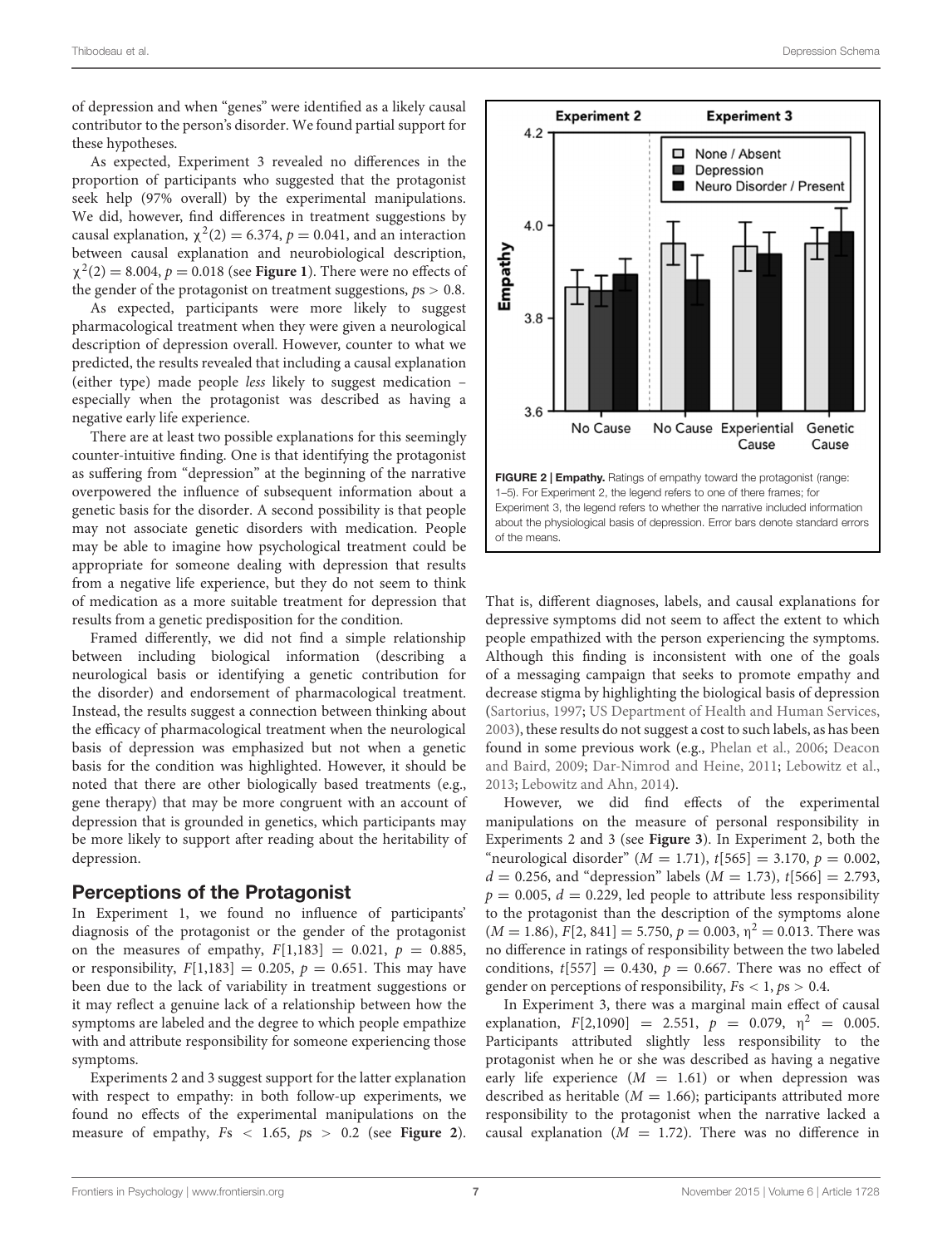of depression and when "genes" were identified as a likely causal contributor to the person's disorder. We found partial support for these hypotheses.

As expected, Experiment 3 revealed no differences in the proportion of participants who suggested that the protagonist seek help (97% overall) by the experimental manipulations. We did, however, find differences in treatment suggestions by causal explanation, $\chi^2(2) = 6.374$, $p = 0.041$, and an interaction between causal explanation and neurobiological description, $\chi^2(2) = 8.004$, $p = 0.018$ (see **Figure 1**). There were no effects of the gender of the protagonist on treatment suggestions, $ps > 0.8$.

As expected, participants were more likely to suggest pharmacological treatment when they were given a neurological description of depression overall. However, counter to what we predicted, the results revealed that including a causal explanation (either type) made people *less* likely to suggest medication – especially when the protagonist was described as having a negative early life experience.

There are at least two possible explanations for this seemingly counter-intuitive finding. One is that identifying the protagonist as suffering from "depression" at the beginning of the narrative overpowered the influence of subsequent information about a genetic basis for the disorder. A second possibility is that people may not associate genetic disorders with medication. People may be able to imagine how psychological treatment could be appropriate for someone dealing with depression that results from a negative life experience, but they do not seem to think of medication as a more suitable treatment for depression that results from a genetic predisposition for the condition.

Framed differently, we did not find a simple relationship between including biological information (describing a neurological basis or identifying a genetic contribution for the disorder) and endorsement of pharmacological treatment. Instead, the results suggest a connection between thinking about the efficacy of pharmacological treatment when the neurological basis of depression was emphasized but not when a genetic basis for the condition was highlighted. However, it should be noted that there are other biologically based treatments (e.g., gene therapy) that may be more congruent with an account of depression that is grounded in genetics, which participants may be more likely to support after reading about the heritability of depression.

## Perceptions of the Protagonist

In Experiment 1, we found no influence of participants' diagnosis of the protagonist or the gender of the protagonist on the measures of empathy, $F[1,183] = 0.021$, $p = 0.885$, or responsibility, $F[1,183] = 0.205$, $p = 0.651$. This may have been due to the lack of variability in treatment suggestions or it may reflect a genuine lack of a relationship between how the symptoms are labeled and the degree to which people empathize with and attribute responsibility for someone experiencing those symptoms.

Experiments 2 and 3 suggest support for the latter explanation with respect to empathy: in both follow-up experiments, we found no effects of the experimental manipulations on the measure of empathy, $Fs < 1.65$, $ps > 0.2$ (see **Figure 2**). That is, different diagnoses, labels, and causal explanations for depressive symptoms did not seem to affect the extent to which people empathized with the person experiencing the symptoms. Although this finding is inconsistent with one of the goals of a messaging campaign that seeks to promote empathy and decrease stigma by highlighting the biological basis of depression (Sartorius, 1997; US Department of Health and Human Services, 2003), these results do not suggest a cost to such labels, as has been found in some previous work (e.g., Phelan et al., 2006; Deacon and Baird, 2009; Dar-Nimrod and Heine, 2011; Lebowitz et al., 2013; Lebowitz and Ahn, 2014).

**FIGURE 2 | Empathy.** Ratings of empathy toward the protagonist (range: 1–5). For Experiment 2, the legend refers to one of there frames; for Experiment 3, the legend refers to whether the narrative included information about the physiological basis of depression. Error bars denote standard errors of the means.

However, we did find effects of the experimental manipulations on the measure of personal responsibility in Experiments 2 and 3 (see **Figure 3**). In Experiment 2, both the "neurological disorder" ($M = 1.71$), $t[565] = 3.170$, $p = 0.002$, $d = 0.256$, and "depression" labels ($M = 1.73$), $t[566] = 2.793$, $p = 0.005$, $d = 0.229$, led people to attribute less responsibility to the protagonist than the description of the symptoms alone ($M = 1.86$), $F[2, 841] = 5.750$, $p = 0.003$, $\eta^2 = 0.013$. There was no difference in ratings of responsibility between the two labeled conditions, $t[557] = 0.430$, $p = 0.667$. There was no effect of gender on perceptions of responsibility, $Fs < 1$, $ps > 0.4$.

In Experiment 3, there was a marginal main effect of causal explanation, $F[2,1090] = 2.551$, $p = 0.079$, $\eta^2 = 0.005$. Participants attributed slightly less responsibility to the protagonist when he or she was described as having a negative early life experience ($M = 1.61$) or when depression was described as heritable ($M = 1.66$); participants attributed more responsibility to the protagonist when the narrative lacked a causal explanation ($M = 1.72$). There was no difference in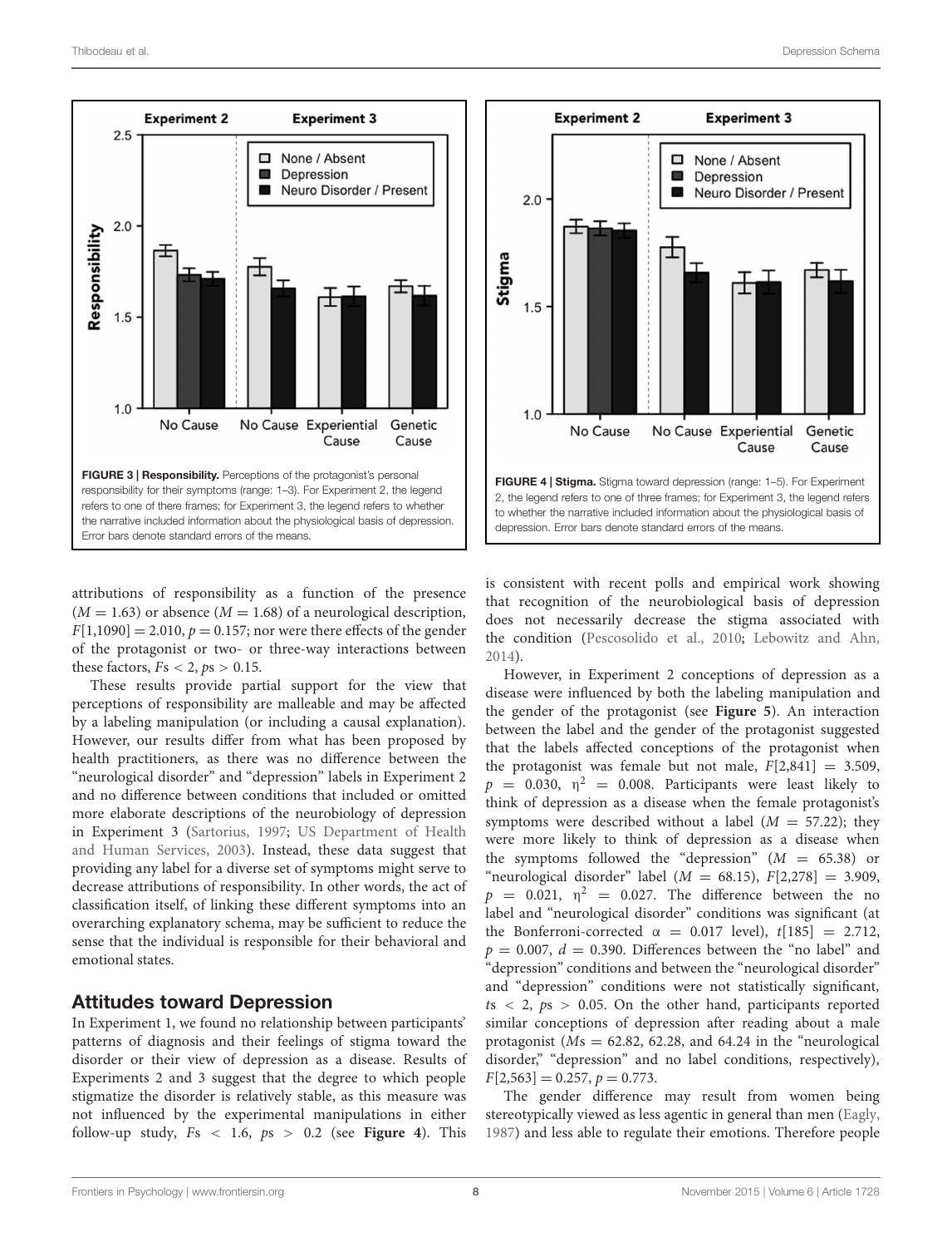FIGURE 3 | Responsibility. Perceptions of the protagonist's personal responsibility for their symptoms (range: 1–3). For Experiment 2, the legend refers to one of there frames; for Experiment 3, the legend refers to whether the narrative included information about the physiological basis of depression. Error bars denote standard errors of the means.

FIGURE 4 | Stigma. Stigma toward depression (range: 1–5). For Experiment 2, the legend refers to one of three frames; for Experiment 3, the legend refers to whether the narrative included information about the physiological basis of depression. Error bars denote standard errors of the means.

attributions of responsibility as a function of the presence ($M = 1.63$) or absence ($M = 1.68$) of a neurological description, $F[1,1090] = 2.010$, $p = 0.157$; nor were there effects of the gender of the protagonist or two- or three-way interactions between these factors, $Fs < 2$, $ps > 0.15$.

These results provide partial support for the view that perceptions of responsibility are malleable and may be affected by a labeling manipulation (or including a causal explanation). However, our results differ from what has been proposed by health practitioners, as there was no difference between the "neurological disorder" and "depression" labels in Experiment 2 and no difference between conditions that included or omitted more elaborate descriptions of the neurobiology of depression in Experiment 3 (Sartorius, 1997; US Department of Health and Human Services, 2003). Instead, these data suggest that providing any label for a diverse set of symptoms might serve to decrease attributions of responsibility. In other words, the act of classification itself, of linking these different symptoms into an overarching explanatory schema, may be sufficient to reduce the sense that the individual is responsible for their behavioral and emotional states.

## Attitudes toward Depression

In Experiment 1, we found no relationship between participants' patterns of diagnosis and their feelings of stigma toward the disorder or their view of depression as a disease. Results of Experiments 2 and 3 suggest that the degree to which people stigmatize the disorder is relatively stable, as this measure was not influenced by the experimental manipulations in either follow-up study, $Fs < 1.6$, $ps > 0.2$ (see **Figure 4**). This is consistent with recent polls and empirical work showing that recognition of the neurobiological basis of depression does not necessarily decrease the stigma associated with the condition (Pescosolido et al., 2010; Lebowitz and Ahn, 2014).

However, in Experiment 2 conceptions of depression as a disease were influenced by both the labeling manipulation and the gender of the protagonist (see **Figure 5**). An interaction between the label and the gender of the protagonist suggested that the labels affected conceptions of the protagonist when the protagonist was female but not male, $F[2,841] = 3.509$, $p = 0.030$, $\eta^2 = 0.008$. Participants were least likely to think of depression as a disease when the female protagonist's symptoms were described without a label ($M = 57.22$); they were more likely to think of depression as a disease when the symptoms followed the "depression" ($M = 65.38$) or "neurological disorder" label ($M = 68.15$), $F[2,278] = 3.909$, $p = 0.021$, $\eta^2 = 0.027$. The difference between the no label and "neurological disorder" conditions was significant (at the Bonferroni-corrected $\alpha = 0.017$ level), $t[185] = 2.712$, $p = 0.007$, $d = 0.390$. Differences between the "no label" and "depression" conditions and between the "neurological disorder" and "depression" conditions were not statistically significant, $ts < 2$, $ps > 0.05$. On the other hand, participants reported similar conceptions of depression after reading about a male protagonist ($Ms = 62.82$, $62.28$, and $64.24$ in the "neurological disorder," "depression" and no label conditions, respectively), $F[2,563] = 0.257$, $p = 0.773$.

The gender difference may result from women being stereotypically viewed as less agentic in general than men (Eagly, 1987) and less able to regulate their emotions. Therefore people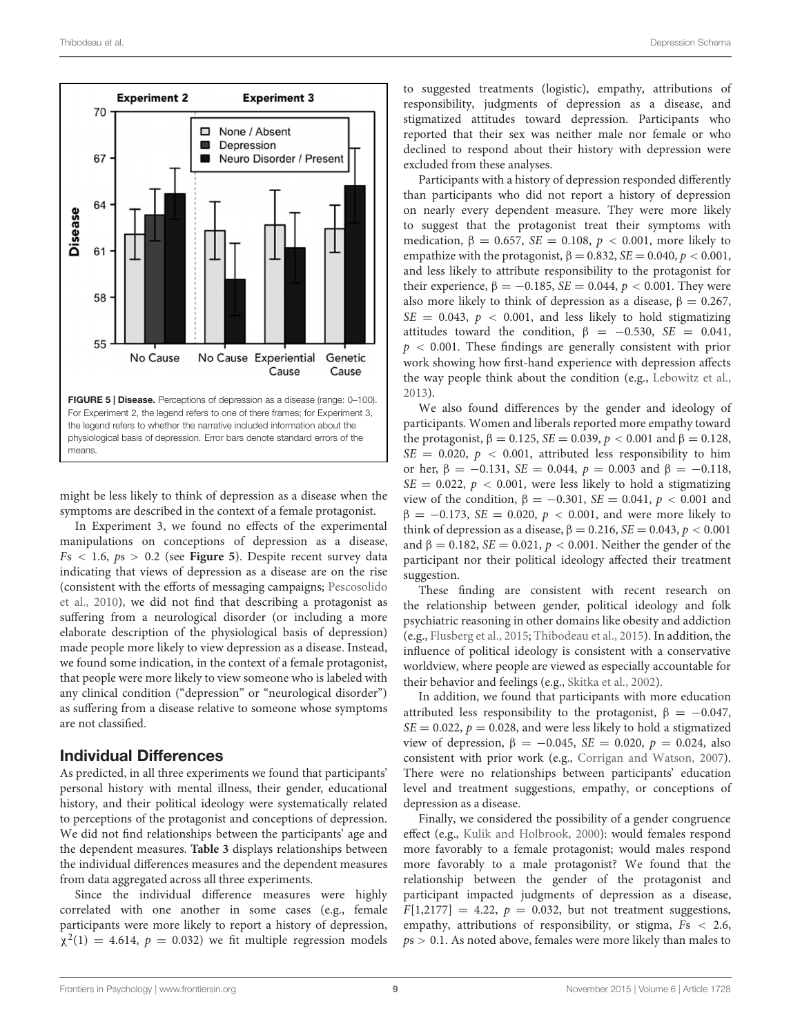FIGURE 5 | Disease. Perceptions of depression as a disease (range: 0–100). For Experiment 2, the legend refers to one of there frames; for Experiment 3, the legend refers to whether the narrative included information about the physiological basis of depression. Error bars denote standard errors of the means.

might be less likely to think of depression as a disease when the symptoms are described in the context of a female protagonist.

In Experiment 3, we found no effects of the experimental manipulations on conceptions of depression as a disease, $F\text{s} < 1.6$, $p\text{s} > 0.2$ (see **Figure 5**). Despite recent survey data indicating that views of depression as a disease are on the rise (consistent with the efforts of messaging campaigns; Pescosolido et al., 2010), we did not find that describing a protagonist as suffering from a neurological disorder (or including a more elaborate description of the physiological basis of depression) made people more likely to view depression as a disease. Instead, we found some indication, in the context of a female protagonist, that people were more likely to view someone who is labeled with any clinical condition ("depression" or "neurological disorder") as suffering from a disease relative to someone whose symptoms are not classified.

## Individual Differences

As predicted, in all three experiments we found that participants' personal history with mental illness, their gender, educational history, and their political ideology were systematically related to perceptions of the protagonist and conceptions of depression. We did not find relationships between the participants' age and the dependent measures. **Table 3** displays relationships between the individual differences measures and the dependent measures from data aggregated across all three experiments.

Since the individual difference measures were highly correlated with one another in some cases (e.g., female participants were more likely to report a history of depression, $\chi^2(1) = 4.614$, $p = 0.032$) we fit multiple regression models to suggested treatments (logistic), empathy, attributions of responsibility, judgments of depression as a disease, and stigmatized attitudes toward depression. Participants who reported that their sex was neither male nor female or who declined to respond about their history with depression were excluded from these analyses.

Participants with a history of depression responded differently than participants who did not report a history of depression on nearly every dependent measure. They were more likely to suggest that the protagonist treat their symptoms with medication, $\beta = 0.657$, $SE = 0.108$, $p < 0.001$, more likely to empathize with the protagonist, $\beta = 0.832$, $SE = 0.040$, $p < 0.001$, and less likely to attribute responsibility to the protagonist for their experience, $\beta = -0.185$, $SE = 0.044$, $p < 0.001$. They were also more likely to think of depression as a disease, $\beta = 0.267$, $SE = 0.043$, $p < 0.001$, and less likely to hold stigmatizing attitudes toward the condition, $\beta = -0.530$, $SE = 0.041$, $p < 0.001$. These findings are generally consistent with prior work showing how first-hand experience with depression affects the way people think about the condition (e.g., Lebowitz et al., 2013).

We also found differences by the gender and ideology of participants. Women and liberals reported more empathy toward the protagonist, $\beta = 0.125$, $SE = 0.039$, $p < 0.001$ and $\beta = 0.128$, $SE = 0.020$, $p < 0.001$, attributed less responsibility to him or her, $\beta = -0.131$, $SE = 0.044$, $p = 0.003$ and $\beta = -0.118$, $SE = 0.022$, $p < 0.001$, were less likely to hold a stigmatizing view of the condition, $\beta = -0.301$, $SE = 0.041$, $p < 0.001$ and $\beta = -0.173$, $SE = 0.020$, $p < 0.001$, and were more likely to think of depression as a disease, $\beta = 0.216$, $SE = 0.043$, $p < 0.001$ and $\beta = 0.182$, $SE = 0.021$, $p < 0.001$. Neither the gender of the participant nor their political ideology affected their treatment suggestion.

These finding are consistent with recent research on the relationship between gender, political ideology and folk psychiatric reasoning in other domains like obesity and addiction (e.g., Flusberg et al., 2015; Thibodeau et al., 2015). In addition, the influence of political ideology is consistent with a conservative worldview, where people are viewed as especially accountable for their behavior and feelings (e.g., Skitka et al., 2002).

In addition, we found that participants with more education attributed less responsibility to the protagonist, $\beta = -0.047$, $SE = 0.022$, $p = 0.028$, and were less likely to hold a stigmatized view of depression, $\beta = -0.045$, $SE = 0.020$, $p = 0.024$, also consistent with prior work (e.g., Corrigan and Watson, 2007). There were no relationships between participants' education level and treatment suggestions, empathy, or conceptions of depression as a disease.

Finally, we considered the possibility of a gender congruence effect (e.g., Kulik and Holbrook, 2000): would females respond more favorably to a female protagonist; would males respond more favorably to a male protagonist? We found that the relationship between the gender of the protagonist and participant impacted judgments of depression as a disease, $F[1,2177] = 4.22$, $p = 0.032$, but not treatment suggestions, empathy, attributions of responsibility, or stigma, $F\text{s} < 2.6$, $p\text{s} > 0.1$. As noted above, females were more likely than males to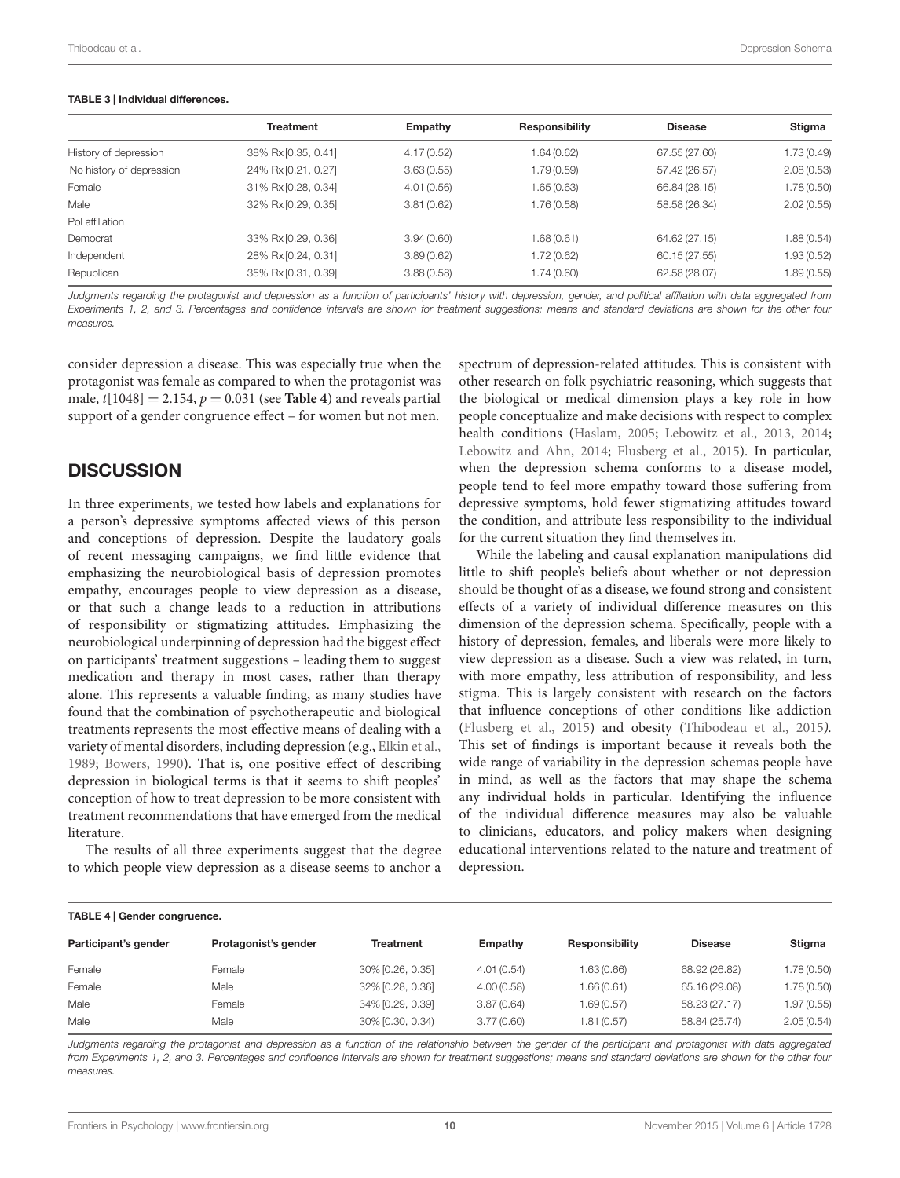**TABLE 3 | Individual differences.**

| | Treatment | Empathy | Responsibility | Disease | Stigma |
|---|---|---|---|---|---|
| History of depression | 38% Rx [0.35, 0.41] | 4.17 (0.52) | 1.64 (0.62) | 67.55 (27.60) | 1.73 (0.49) |
| No history of depression | 24% Rx [0.21, 0.27] | 3.63 (0.55) | 1.79 (0.59) | 57.42 (26.57) | 2.08 (0.53) |
| Female | 31% Rx [0.28, 0.34] | 4.01 (0.56) | 1.65 (0.63) | 66.84 (28.15) | 1.78 (0.50) |
| Male | 32% Rx [0.29, 0.35] | 3.81 (0.62) | 1.76 (0.58) | 58.58 (26.34) | 2.02 (0.55) |
| Pol affiliation | | | | | |
| Democrat | 33% Rx [0.29, 0.36] | 3.94 (0.60) | 1.68 (0.61) | 64.62 (27.15) | 1.88 (0.54) |
| Independent | 28% Rx [0.24, 0.31] | 3.89 (0.62) | 1.72 (0.62) | 60.15 (27.55) | 1.93 (0.52) |
| Republican | 35% Rx [0.31, 0.39] | 3.88 (0.58) | 1.74 (0.60) | 62.58 (28.07) | 1.89 (0.55) |

*Judgments regarding the protagonist and depression as a function of participants' history with depression, gender, and political affiliation with data aggregated from Experiments 1, 2, and 3. Percentages and confidence intervals are shown for treatment suggestions; means and standard deviations are shown for the other four measures.*

consider depression a disease. This was especially true when the protagonist was female as compared to when the protagonist was male, $t[1048] = 2.154$, $p = 0.031$ (see **Table 4**) and reveals partial support of a gender congruence effect – for women but not men.

## DISCUSSION

In three experiments, we tested how labels and explanations for a person's depressive symptoms affected views of this person and conceptions of depression. Despite the laudatory goals of recent messaging campaigns, we find little evidence that emphasizing the neurobiological basis of depression promotes empathy, encourages people to view depression as a disease, or that such a change leads to a reduction in attributions of responsibility or stigmatizing attitudes. Emphasizing the neurobiological underpinning of depression had the biggest effect on participants' treatment suggestions – leading them to suggest medication and therapy in most cases, rather than therapy alone. This represents a valuable finding, as many studies have found that the combination of psychotherapeutic and biological treatments represents the most effective means of dealing with a variety of mental disorders, including depression (e.g., Elkin et al., 1989; Bowers, 1990). That is, one positive effect of describing depression in biological terms is that it seems to shift peoples' conception of how to treat depression to be more consistent with treatment recommendations that have emerged from the medical literature.

The results of all three experiments suggest that the degree to which people view depression as a disease seems to anchor a spectrum of depression-related attitudes. This is consistent with other research on folk psychiatric reasoning, which suggests that the biological or medical dimension plays a key role in how people conceptualize and make decisions with respect to complex health conditions (Haslam, 2005; Lebowitz et al., 2013, 2014; Lebowitz and Ahn, 2014; Flusberg et al., 2015). In particular, when the depression schema conforms to a disease model, people tend to feel more empathy toward those suffering from depressive symptoms, hold fewer stigmatizing attitudes toward the condition, and attribute less responsibility to the individual for the current situation they find themselves in.

While the labeling and causal explanation manipulations did little to shift people's beliefs about whether or not depression should be thought of as a disease, we found strong and consistent effects of a variety of individual difference measures on this dimension of the depression schema. Specifically, people with a history of depression, females, and liberals were more likely to view depression as a disease. Such a view was related, in turn, with more empathy, less attribution of responsibility, and less stigma. This is largely consistent with research on the factors that influence conceptions of other conditions like addiction (Flusberg et al., 2015) and obesity (Thibodeau et al., 2015). This set of findings is important because it reveals both the wide range of variability in the depression schemas people have in mind, as well as the factors that may shape the schema any individual holds in particular. Identifying the influence of the individual difference measures may also be valuable to clinicians, educators, and policy makers when designing educational interventions related to the nature and treatment of depression.

**TABLE 4 | Gender congruence.**

| Participant's gender | Protagonist's gender | Treatment | Empathy | Responsibility | Disease | Stigma |
|---|---|---|---|---|---|---|
| Female | Female | 30% [0.26, 0.35] | 4.01 (0.54) | 1.63 (0.66) | 68.92 (26.82) | 1.78 (0.50) |
| Female | Male | 32% [0.28, 0.36] | 4.00 (0.58) | 1.66 (0.61) | 65.16 (29.08) | 1.78 (0.50) |
| Male | Female | 34% [0.29, 0.39] | 3.87 (0.64) | 1.69 (0.57) | 58.23 (27.17) | 1.97 (0.55) |
| Male | Male | 30% [0.30, 0.34] | 3.77 (0.60) | 1.81 (0.57) | 58.84 (25.74) | 2.05 (0.54) |

*Judgments regarding the protagonist and depression as a function of the relationship between the gender of the participant and protagonist with data aggregated from Experiments 1, 2, and 3. Percentages and confidence intervals are shown for treatment suggestions; means and standard deviations are shown for the other four measures.*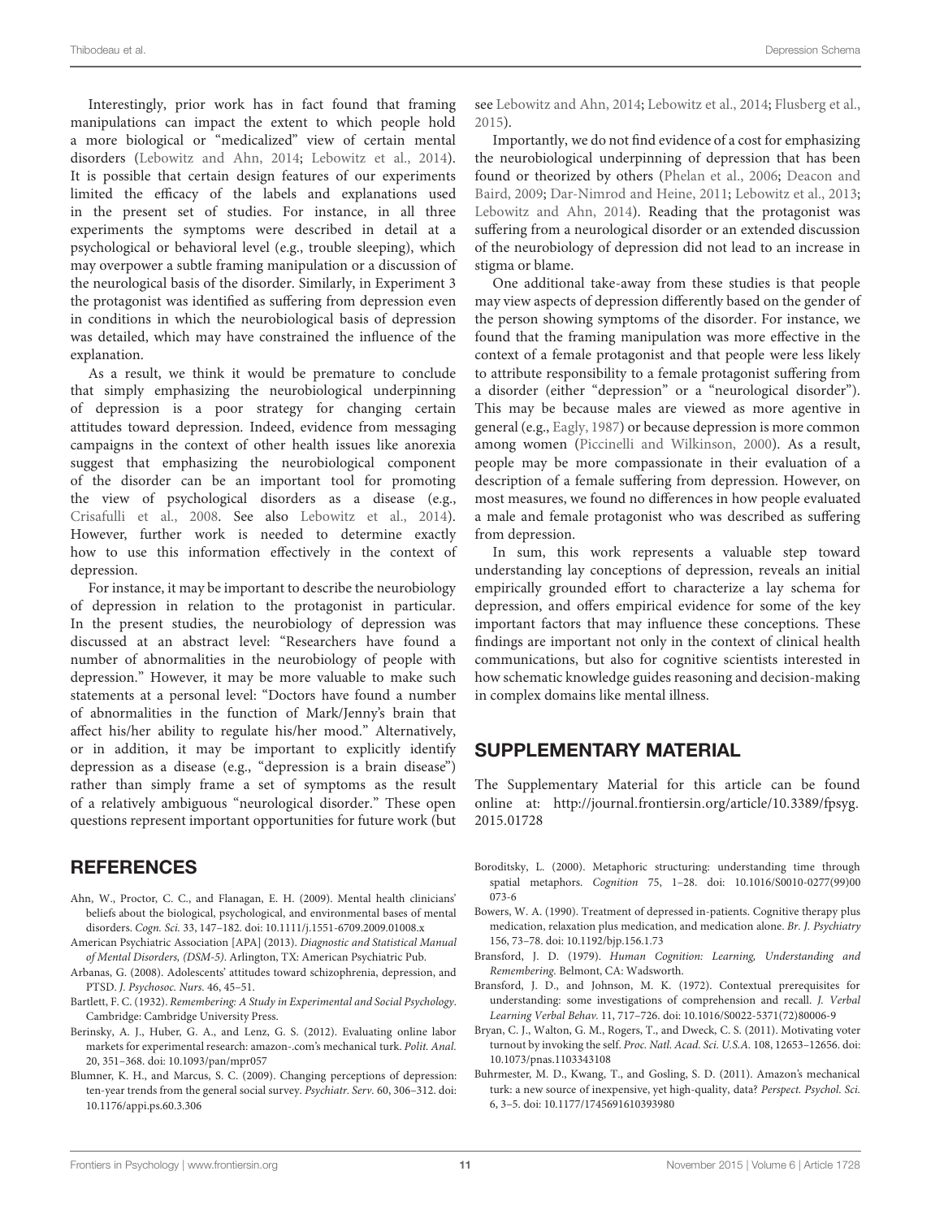Interestingly, prior work has in fact found that framing manipulations can impact the extent to which people hold a more biological or "medicalized" view of certain mental disorders (Lebowitz and Ahn, 2014; Lebowitz et al., 2014). It is possible that certain design features of our experiments limited the efficacy of the labels and explanations used in the present set of studies. For instance, in all three experiments the symptoms were described in detail at a psychological or behavioral level (e.g., trouble sleeping), which may overpower a subtle framing manipulation or a discussion of the neurological basis of the disorder. Similarly, in Experiment 3 the protagonist was identified as suffering from depression even in conditions in which the neurobiological basis of depression was detailed, which may have constrained the influence of the explanation.

As a result, we think it would be premature to conclude that simply emphasizing the neurobiological underpinning of depression is a poor strategy for changing certain attitudes toward depression. Indeed, evidence from messaging campaigns in the context of other health issues like anorexia suggest that emphasizing the neurobiological component of the disorder can be an important tool for promoting the view of psychological disorders as a disease (e.g., Crisafulli et al., 2008. See also Lebowitz et al., 2014). However, further work is needed to determine exactly how to use this information effectively in the context of depression.

For instance, it may be important to describe the neurobiology of depression in relation to the protagonist in particular. In the present studies, the neurobiology of depression was discussed at an abstract level: "Researchers have found a number of abnormalities in the neurobiology of people with depression." However, it may be more valuable to make such statements at a personal level: "Doctors have found a number of abnormalities in the function of Mark/Jenny's brain that affect his/her ability to regulate his/her mood." Alternatively, or in addition, it may be important to explicitly identify depression as a disease (e.g., "depression is a brain disease") rather than simply frame a set of symptoms as the result of a relatively ambiguous "neurological disorder." These open questions represent important opportunities for future work (but see Lebowitz and Ahn, 2014; Lebowitz et al., 2014; Flusberg et al., 2015).

Importantly, we do not find evidence of a cost for emphasizing the neurobiological underpinning of depression that has been found or theorized by others (Phelan et al., 2006; Deacon and Baird, 2009; Dar-Nimrod and Heine, 2011; Lebowitz et al., 2013; Lebowitz and Ahn, 2014). Reading that the protagonist was suffering from a neurological disorder or an extended discussion of the neurobiology of depression did not lead to an increase in stigma or blame.

One additional take-away from these studies is that people may view aspects of depression differently based on the gender of the person showing symptoms of the disorder. For instance, we found that the framing manipulation was more effective in the context of a female protagonist and that people were less likely to attribute responsibility to a female protagonist suffering from a disorder (either "depression" or a "neurological disorder"). This may be because males are viewed as more agentive in general (e.g., Eagly, 1987) or because depression is more common among women (Piccinelli and Wilkinson, 2000). As a result, people may be more compassionate in their evaluation of a description of a female suffering from depression. However, on most measures, we found no differences in how people evaluated a male and female protagonist who was described as suffering from depression.

In sum, this work represents a valuable step toward understanding lay conceptions of depression, reveals an initial empirically grounded effort to characterize a lay schema for depression, and offers empirical evidence for some of the key important factors that may influence these conceptions. These findings are important not only in the context of clinical health communications, but also for cognitive scientists interested in how schematic knowledge guides reasoning and decision-making in complex domains like mental illness.

## SUPPLEMENTARY MATERIAL

The Supplementary Material for this article can be found online at: http://journal.frontiersin.org/article/10.3389/fpsyg.2015.01728

## REFERENCES

Ahn, W., Proctor, C. C., and Flanagan, E. H. (2009). Mental health clinicians' beliefs about the biological, psychological, and environmental bases of mental disorders. *Cogn. Sci.* 33, 147–182. doi: 10.1111/j.1551-6709.2009.01008.x

American Psychiatric Association [APA] (2013). *Diagnostic and Statistical Manual of Mental Disorders, (DSM-5)*. Arlington, TX: American Psychiatric Pub.

Arbanas, G. (2008). Adolescents' attitudes toward schizophrenia, depression, and PTSD. *J. Psychosoc. Nurs.* 46, 45–51.

Bartlett, F. C. (1932). *Remembering: A Study in Experimental and Social Psychology*. Cambridge: Cambridge University Press.

Berinsky, A. J., Huber, G. A., and Lenz, G. S. (2012). Evaluating online labor markets for experimental research: amazon-.com's mechanical turk. *Polit. Anal.* 20, 351–368. doi: 10.1093/pan/mpr057

Blumner, K. H., and Marcus, S. C. (2009). Changing perceptions of depression: ten-year trends from the general social survey. *Psychiatr. Serv.* 60, 306–312. doi: 10.1176/appi.ps.60.3.306

Boroditsky, L. (2000). Metaphoric structuring: understanding time through spatial metaphors. *Cognition* 75, 1–28. doi: 10.1016/S0010-0277(99)00073-6

Bowers, W. A. (1990). Treatment of depressed in-patients. Cognitive therapy plus medication, relaxation plus medication, and medication alone. *Br. J. Psychiatry* 156, 73–78. doi: 10.1192/bjp.156.1.73

Bransford, J. D. (1979). *Human Cognition: Learning, Understanding and Remembering*. Belmont, CA: Wadsworth.

Bransford, J. D., and Johnson, M. K. (1972). Contextual prerequisites for understanding: some investigations of comprehension and recall. *J. Verbal Learning Verbal Behav.* 11, 717–726. doi: 10.1016/S0022-5371(72)80006-9

Bryan, C. J., Walton, G. M., Rogers, T., and Dweck, C. S. (2011). Motivating voter turnout by invoking the self. *Proc. Natl. Acad. Sci. U.S.A.* 108, 12653–12656. doi: 10.1073/pnas.1103343108

Buhrmester, M. D., Kwang, T., and Gosling, S. D. (2011). Amazon's mechanical turk: a new source of inexpensive, yet high-quality, data? *Perspect. Psychol. Sci.* 6, 3–5. doi: 10.1177/1745691610393980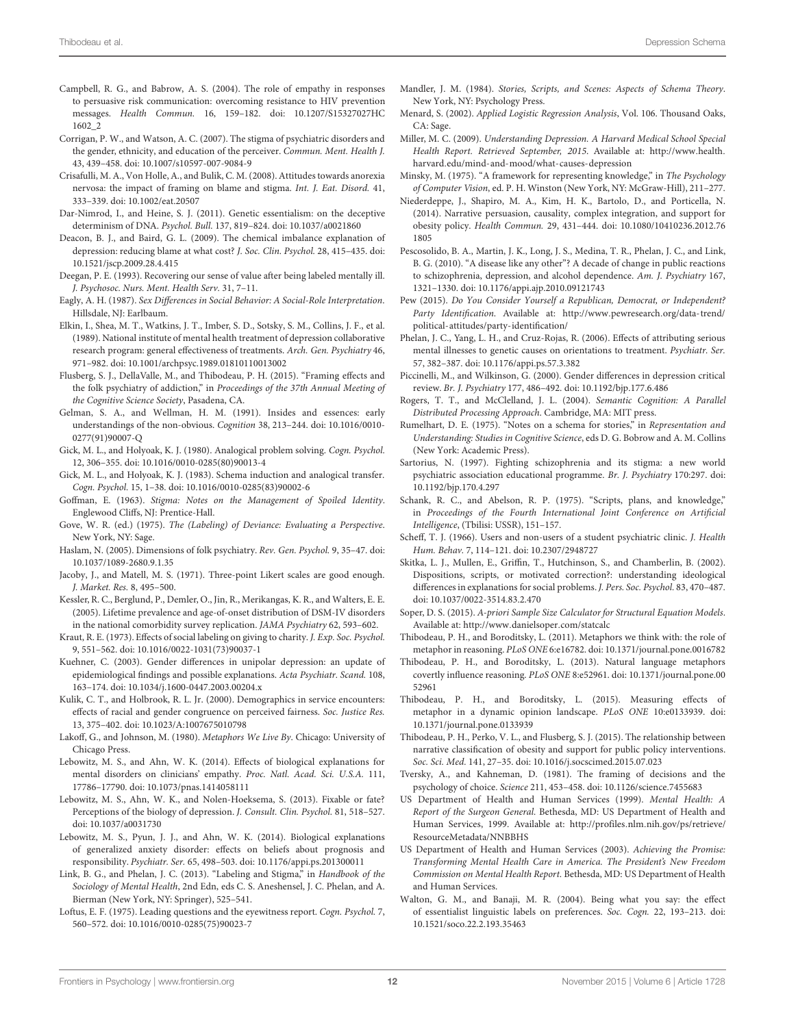Campbell, R. G., and Babrow, A. S. (2004). The role of empathy in responses to persuasive risk communication: overcoming resistance to HIV prevention messages. *Health Commun.* 16, 159–182. doi: 10.1207/S15327027HC1602_2

Corrigan, P. W., and Watson, A. C. (2007). The stigma of psychiatric disorders and the gender, ethnicity, and education of the perceiver. *Commun. Ment. Health J.* 43, 439–458. doi: 10.1007/s10597-007-9084-9

Crisafulli, M. A., Von Holle, A., and Bulik, C. M. (2008). Attitudes towards anorexia nervosa: the impact of framing on blame and stigma. *Int. J. Eat. Disord.* 41, 333–339. doi: 10.1002/eat.20507

Dar-Nimrod, I., and Heine, S. J. (2011). Genetic essentialism: on the deceptive determinism of DNA. *Psychol. Bull.* 137, 819–824. doi: 10.1037/a0021860

Deacon, B. J., and Baird, G. L. (2009). The chemical imbalance explanation of depression: reducing blame at what cost? *J. Soc. Clin. Psychol.* 28, 415–435. doi: 10.1521/jscp.2009.28.4.415

Deegan, P. E. (1993). Recovering our sense of value after being labeled mentally ill. *J. Psychosoc. Nurs. Ment. Health Serv.* 31, 7–11.

Eagly, A. H. (1987). *Sex Differences in Social Behavior: A Social-Role Interpretation*. Hillsdale, NJ: Earlbaum.

Elkin, I., Shea, M. T., Watkins, J. T., Imber, S. D., Sotsky, S. M., Collins, J. F., et al. (1989). National institute of mental health treatment of depression collaborative research program: general effectiveness of treatments. *Arch. Gen. Psychiatry* 46, 971–982. doi: 10.1001/archpsyc.1989.01810110013002

Flusberg, S. J., DellaValle, M., and Thibodeau, P. H. (2015). "Framing effects and the folk psychiatry of addiction," in *Proceedings of the 37th Annual Meeting of the Cognitive Science Society*, Pasadena, CA.

Gelman, S. A., and Wellman, H. M. (1991). Insides and essences: early understandings of the non-obvious. *Cognition* 38, 213–244. doi: 10.1016/0010-0277(91)90007-Q

Gick, M. L., and Holyoak, K. J. (1980). Analogical problem solving. *Cogn. Psychol.* 12, 306–355. doi: 10.1016/0010-0285(80)90013-4

Gick, M. L., and Holyoak, K. J. (1983). Schema induction and analogical transfer. *Cogn. Psychol.* 15, 1–38. doi: 10.1016/0010-0285(83)90002-6

Goffman, E. (1963). *Stigma: Notes on the Management of Spoiled Identity*. Englewood Cliffs, NJ: Prentice-Hall.

Gove, W. R. (ed.) (1975). *The (Labeling) of Deviance: Evaluating a Perspective*. New York, NY: Sage.

Haslam, N. (2005). Dimensions of folk psychiatry. *Rev. Gen. Psychol.* 9, 35–47. doi: 10.1037/1089-2680.9.1.35

Jacoby, J., and Matell, M. S. (1971). Three-point Likert scales are good enough. *J. Market. Res.* 8, 495–500.

Kessler, R. C., Berglund, P., Demler, O., Jin, R., Merikangas, K. R., and Walters, E. E. (2005). Lifetime prevalence and age-of-onset distribution of DSM-IV disorders in the national comorbidity survey replication. *JAMA Psychiatry* 62, 593–602.

Kraut, R. E. (1973). Effects of social labeling on giving to charity. *J. Exp. Soc. Psychol.* 9, 551–562. doi: 10.1016/0022-1031(73)90037-1

Kuehner, C. (2003). Gender differences in unipolar depression: an update of epidemiological findings and possible explanations. *Acta Psychiatr. Scand.* 108, 163–174. doi: 10.1034/j.1600-0447.2003.00204.x

Kulik, C. T., and Holbrook, R. L. Jr. (2000). Demographics in service encounters: effects of racial and gender congruence on perceived fairness. *Soc. Justice Res.* 13, 375–402. doi: 10.1023/A:1007675010798

Lakoff, G., and Johnson, M. (1980). *Metaphors We Live By*. Chicago: University of Chicago Press.

Lebowitz, M. S., and Ahn, W. K. (2014). Effects of biological explanations for mental disorders on clinicians' empathy. *Proc. Natl. Acad. Sci. U.S.A.* 111, 17786–17790. doi: 10.1073/pnas.1414058111

Lebowitz, M. S., Ahn, W. K., and Nolen-Hoeksema, S. (2013). Fixable or fate? Perceptions of the biology of depression. *J. Consult. Clin. Psychol.* 81, 518–527. doi: 10.1037/a0031730

Lebowitz, M. S., Pyun, J. J., and Ahn, W. K. (2014). Biological explanations of generalized anxiety disorder: effects on beliefs about prognosis and responsibility. *Psychiatr. Ser.* 65, 498–503. doi: 10.1176/appi.ps.201300011

Link, B. G., and Phelan, J. C. (2013). "Labeling and Stigma," in *Handbook of the Sociology of Mental Health*, 2nd Edn, eds C. S. Aneshensel, J. C. Phelan, and A. Bierman (New York, NY: Springer), 525–541.

Loftus, E. F. (1975). Leading questions and the eyewitness report. *Cogn. Psychol.* 7, 560–572. doi: 10.1016/0010-0285(75)90023-7

Mandler, J. M. (1984). *Stories, Scripts, and Scenes: Aspects of Schema Theory*. New York, NY: Psychology Press.

Menard, S. (2002). *Applied Logistic Regression Analysis*, Vol. 106. Thousand Oaks, CA: Sage.

Miller, M. C. (2009). *Understanding Depression. A Harvard Medical School Special Health Report. Retrieved September, 2015.* Available at: http://www.health.harvard.edu/mind-and-mood/what-causes-depression

Minsky, M. (1975). "A framework for representing knowledge," in *The Psychology of Computer Vision*, ed. P. H. Winston (New York, NY: McGraw-Hill), 211–277.

Niederdeppe, J., Shapiro, M. A., Kim, H. K., Bartolo, D., and Porticella, N. (2014). Narrative persuasion, causality, complex integration, and support for obesity policy. *Health Commun.* 29, 431–444. doi: 10.1080/10410236.2012.761805

Pescosolido, B. A., Martin, J. K., Long, J. S., Medina, T. R., Phelan, J. C., and Link, B. G. (2010). "A disease like any other"? A decade of change in public reactions to schizophrenia, depression, and alcohol dependence. *Am. J. Psychiatry* 167, 1321–1330. doi: 10.1176/appi.ajp.2010.09121743

Pew (2015). *Do You Consider Yourself a Republican, Democrat, or Independent? Party Identification.* Available at: http://www.pewresearch.org/data-trend/political-attitudes/party-identification/

Phelan, J. C., Yang, L. H., and Cruz-Rojas, R. (2006). Effects of attributing serious mental illnesses to genetic causes on orientations to treatment. *Psychiatr. Ser.* 57, 382–387. doi: 10.1176/appi.ps.57.3.382

Piccinelli, M., and Wilkinson, G. (2000). Gender differences in depression critical review. *Br. J. Psychiatry* 177, 486–492. doi: 10.1192/bjp.177.6.486

Rogers, T. T., and McClelland, J. L. (2004). *Semantic Cognition: A Parallel Distributed Processing Approach*. Cambridge, MA: MIT press.

Rumelhart, D. E. (1975). "Notes on a schema for stories," in *Representation and Understanding: Studies in Cognitive Science*, eds D. G. Bobrow and A. M. Collins (New York: Academic Press).

Sartorius, N. (1997). Fighting schizophrenia and its stigma: a new world psychiatric association educational programme. *Br. J. Psychiatry* 170:297. doi: 10.1192/bjp.170.4.297

Schank, R. C., and Abelson, R. P. (1975). "Scripts, plans, and knowledge," in *Proceedings of the Fourth International Joint Conference on Artificial Intelligence*, (Tbilisi: USSR), 151–157.

Scheff, T. J. (1966). Users and non-users of a student psychiatric clinic. *J. Health Hum. Behav.* 7, 114–121. doi: 10.2307/2948727

Skitka, L. J., Mullen, E., Griffin, T., Hutchinson, S., and Chamberlin, B. (2002). Dispositions, scripts, or motivated correction?: understanding ideological differences in explanations for social problems. *J. Pers. Soc. Psychol.* 83, 470–487. doi: 10.1037/0022-3514.83.2.470

Soper, D. S. (2015). *A-priori Sample Size Calculator for Structural Equation Models*. Available at: http://www.danielsoper.com/statcalc

Thibodeau, P. H., and Boroditsky, L. (2011). Metaphors we think with: the role of metaphor in reasoning. *PLoS ONE* 6:e16782. doi: 10.1371/journal.pone.0016782

Thibodeau, P. H., and Boroditsky, L. (2013). Natural language metaphors covertly influence reasoning. *PLoS ONE* 8:e52961. doi: 10.1371/journal.pone.0052961

Thibodeau, P. H., and Boroditsky, L. (2015). Measuring effects of metaphor in a dynamic opinion landscape. *PLoS ONE* 10:e0133939. doi: 10.1371/journal.pone.0133939

Thibodeau, P. H., Perko, V. L., and Flusberg, S. J. (2015). The relationship between narrative classification of obesity and support for public policy interventions. *Soc. Sci. Med.* 141, 27–35. doi: 10.1016/j.socscimed.2015.07.023

Tversky, A., and Kahneman, D. (1981). The framing of decisions and the psychology of choice. *Science* 211, 453–458. doi: 10.1126/science.7455683

US Department of Health and Human Services (1999). *Mental Health: A Report of the Surgeon General*. Bethesda, MD: US Department of Health and Human Services, 1999. Available at: http://profiles.nlm.nih.gov/ps/retrieve/ResourceMetadata/NNBBHS

US Department of Health and Human Services (2003). *Achieving the Promise: Transforming Mental Health Care in America. The President's New Freedom Commission on Mental Health Report*. Bethesda, MD: US Department of Health and Human Services.

Walton, G. M., and Banaji, M. R. (2004). Being what you say: the effect of essentialist linguistic labels on preferences. *Soc. Cogn.* 22, 193–213. doi: 10.1521/soco.22.2.193.35463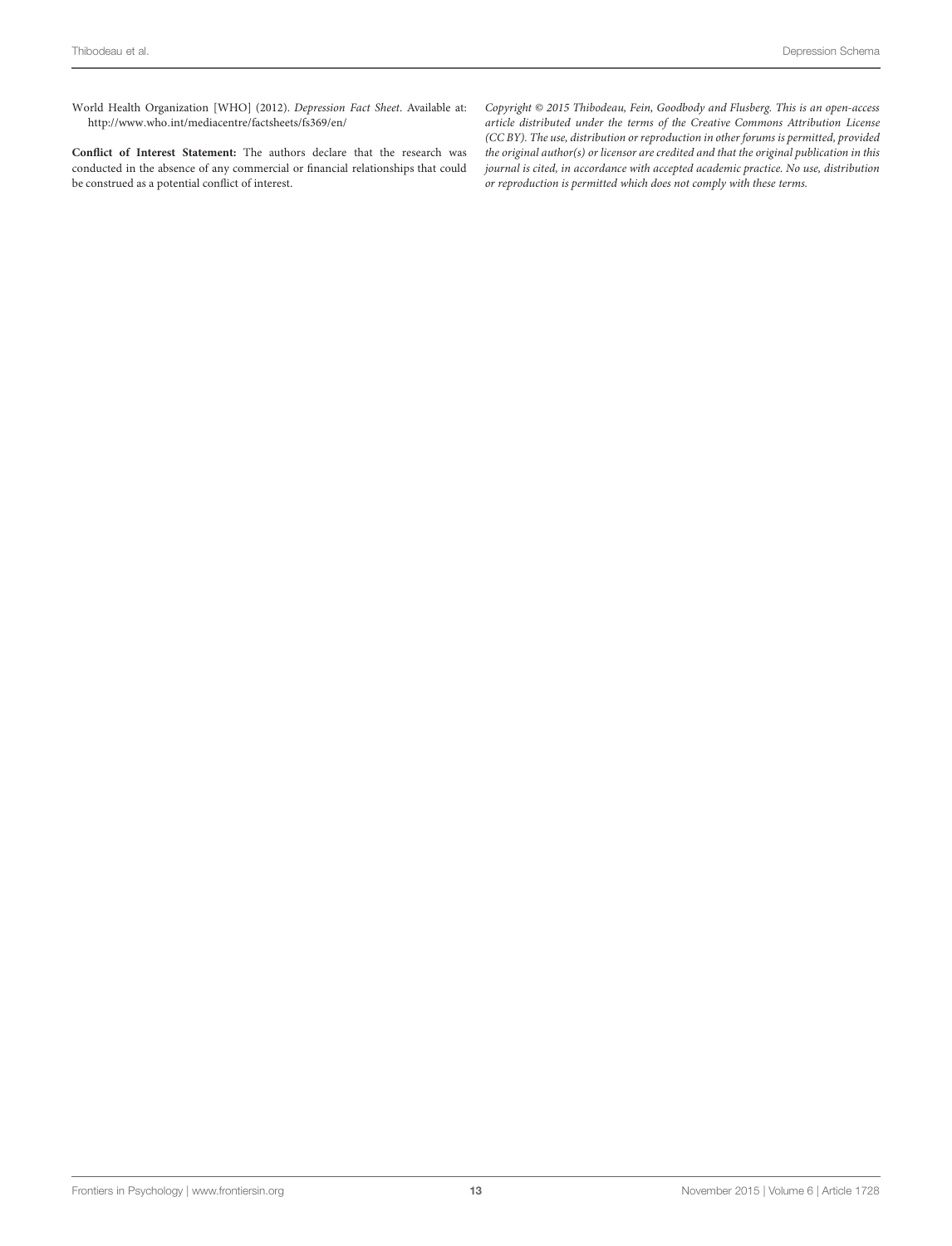World Health Organization [WHO] (2012). *Depression Fact Sheet*. Available at: http://www.who.int/mediacentre/factsheets/fs369/en/

**Conflict of Interest Statement:** The authors declare that the research was conducted in the absence of any commercial or financial relationships that could be construed as a potential conflict of interest.

*Copyright © 2015 Thibodeau, Fein, Goodbody and Flusberg. This is an open-access article distributed under the terms of the Creative Commons Attribution License (CC BY). The use, distribution or reproduction in other forums is permitted, provided the original author(s) or licensor are credited and that the original publication in this journal is cited, in accordance with accepted academic practice. No use, distribution or reproduction is permitted which does not comply with these terms.*